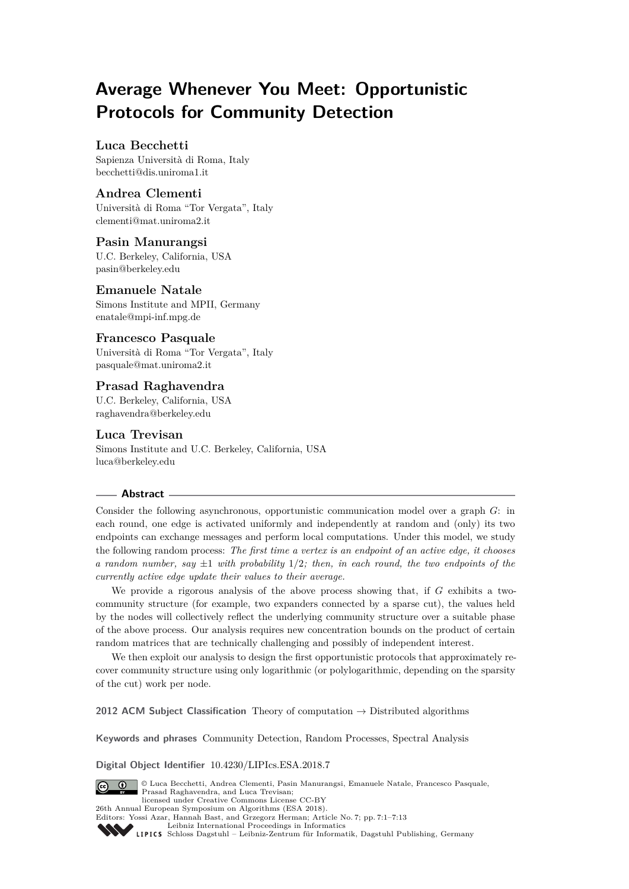# Average Whenever You Meet: Opportunistic Protocols for Community Detection

**Luca Becchetti**
Sapienza Università di Roma, Italy
becchetti@dis.uniroma1.it

**Andrea Clementi**
Università di Roma "Tor Vergata", Italy
clementi@mat.uniroma2.it

**Pasin Manurangsi**
U.C. Berkeley, California, USA
pasin@berkeley.edu

**Emanuele Natale**
Simons Institute and MPII, Germany
enatale@mpi-inf.mpg.de

**Francesco Pasquale**
Università di Roma "Tor Vergata", Italy
pasquale@mat.uniroma2.it

**Prasad Raghavendra**
U.C. Berkeley, California, USA
raghavendra@berkeley.edu

**Luca Trevisan**
Simons Institute and U.C. Berkeley, California, USA
luca@berkeley.edu

## Abstract

Consider the following asynchronous, opportunistic communication model over a graph $G$: in each round, one edge is activated uniformly and independently at random and (only) its two endpoints can exchange messages and perform local computations. Under this model, we study the following random process: *The first time a vertex is an endpoint of an active edge, it chooses a random number, say $\pm 1$ with probability $1/2$; then, in each round, the two endpoints of the currently active edge update their values to their average.*

We provide a rigorous analysis of the above process showing that, if $G$ exhibits a two-community structure (for example, two expanders connected by a sparse cut), the values held by the nodes will collectively reflect the underlying community structure over a suitable phase of the above process. Our analysis requires new concentration bounds on the product of certain random matrices that are technically challenging and possibly of independent interest.

We then exploit our analysis to design the first opportunistic protocols that approximately recover community structure using only logarithmic (or polylogarithmic, depending on the sparsity of the cut) work per node.

**2012 ACM Subject Classification** Theory of computation → Distributed algorithms

**Keywords and phrases** Community Detection, Random Processes, Spectral Analysis

**Digital Object Identifier** 10.4230/LIPIcs.ESA.2018.7

© Luca Becchetti, Andrea Clementi, Pasin Manurangsi, Emanuele Natale, Francesco Pasquale, Prasad Raghavendra, and Luca Trevisan;
licensed under Creative Commons License CC-BY
26th Annual European Symposium on Algorithms (ESA 2018).
Editors: Yossi Azar, Hannah Bast, and Grzegorz Herman; Article No. 7; pp. 7:1–7:13
Leibniz International Proceedings in Informatics
Schloss Dagstuhl – Leibniz-Zentrum für Informatik, Dagstuhl Publishing, Germany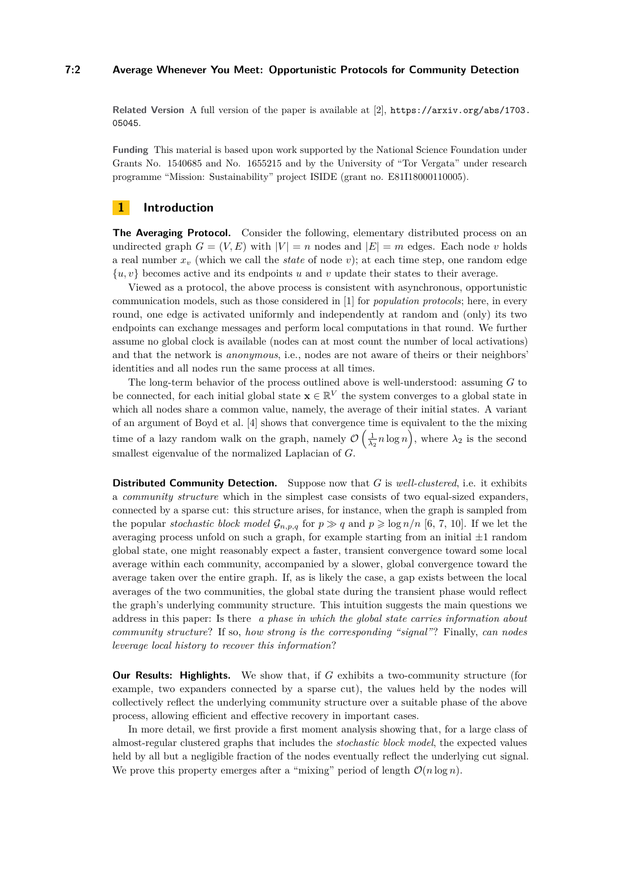**Related Version** A full version of the paper is available at [2], https://arxiv.org/abs/1703.05045.

**Funding** This material is based upon work supported by the National Science Foundation under Grants No. 1540685 and No. 1655215 and by the University of "Tor Vergata" under research programme "Mission: Sustainability" project ISIDE (grant no. E81I18000110005).

# 1 Introduction

**The Averaging Protocol.** Consider the following, elementary distributed process on an undirected graph $G = (V, E)$ with $|V| = n$ nodes and $|E| = m$ edges. Each node $v$ holds a real number $x_v$ (which we call the *state* of node $v$); at each time step, one random edge $\{u, v\}$ becomes active and its endpoints $u$ and $v$ update their states to their average.

Viewed as a protocol, the above process is consistent with asynchronous, opportunistic communication models, such as those considered in [1] for *population protocols*; here, in every round, one edge is activated uniformly and independently at random and (only) its two endpoints can exchange messages and perform local computations in that round. We further assume no global clock is available (nodes can at most count the number of local activations) and that the network is *anonymous*, i.e., nodes are not aware of theirs or their neighbors' identities and all nodes run the same process at all times.

The long-term behavior of the process outlined above is well-understood: assuming $G$ to be connected, for each initial global state $\mathbf{x} \in \mathbb{R}^V$ the system converges to a global state in which all nodes share a common value, namely, the average of their initial states. A variant of an argument of Boyd et al. [4] shows that convergence time is equivalent to the the mixing time of a lazy random walk on the graph, namely $\mathcal{O}\left(\frac{1}{\lambda_2} n \log n\right)$, where $\lambda_2$ is the second smallest eigenvalue of the normalized Laplacian of $G$.

**Distributed Community Detection.** Suppose now that $G$ is *well-clustered*, i.e. it exhibits a *community structure* which in the simplest case consists of two equal-sized expanders, connected by a sparse cut: this structure arises, for instance, when the graph is sampled from the popular *stochastic block model* $\mathcal{G}_{n,p,q}$ for $p \gg q$ and $p \geqslant \log n/n$ [6, 7, 10]. If we let the averaging process unfold on such a graph, for example starting from an initial $\pm 1$ random global state, one might reasonably expect a faster, transient convergence toward some local average within each community, accompanied by a slower, global convergence toward the average taken over the entire graph. If, as is likely the case, a gap exists between the local averages of the two communities, the global state during the transient phase would reflect the graph's underlying community structure. This intuition suggests the main questions we address in this paper: Is there *a phase in which the global state carries information about community structure*? If so, *how strong is the corresponding "signal"*? Finally, *can nodes leverage local history to recover this information*?

**Our Results: Highlights.** We show that, if $G$ exhibits a two-community structure (for example, two expanders connected by a sparse cut), the values held by the nodes will collectively reflect the underlying community structure over a suitable phase of the above process, allowing efficient and effective recovery in important cases.

In more detail, we first provide a first moment analysis showing that, for a large class of almost-regular clustered graphs that includes the *stochastic block model*, the expected values held by all but a negligible fraction of the nodes eventually reflect the underlying cut signal. We prove this property emerges after a "mixing" period of length $\mathcal{O}(n \log n)$.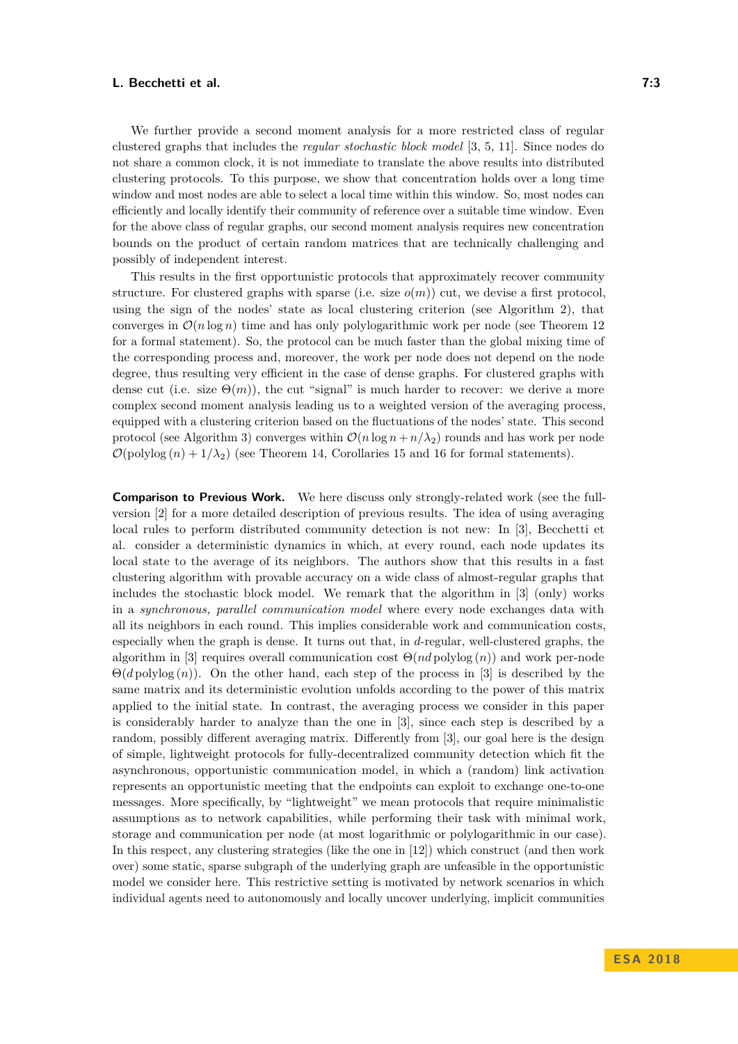We further provide a second moment analysis for a more restricted class of regular clustered graphs that includes the *regular stochastic block model* [3, 5, 11]. Since nodes do not share a common clock, it is not immediate to translate the above results into distributed clustering protocols. To this purpose, we show that concentration holds over a long time window and most nodes are able to select a local time within this window. So, most nodes can efficiently and locally identify their community of reference over a suitable time window. Even for the above class of regular graphs, our second moment analysis requires new concentration bounds on the product of certain random matrices that are technically challenging and possibly of independent interest.

This results in the first opportunistic protocols that approximately recover community structure. For clustered graphs with sparse (i.e. size $o(m)$) cut, we devise a first protocol, using the sign of the nodes' state as local clustering criterion (see Algorithm 2), that converges in $\mathcal{O}(n \log n)$ time and has only polylogarithmic work per node (see Theorem 12 for a formal statement). So, the protocol can be much faster than the global mixing time of the corresponding process and, moreover, the work per node does not depend on the node degree, thus resulting very efficient in the case of dense graphs. For clustered graphs with dense cut (i.e. size $\Theta(m)$), the cut "signal" is much harder to recover: we derive a more complex second moment analysis leading us to a weighted version of the averaging process, equipped with a clustering criterion based on the fluctuations of the nodes' state. This second protocol (see Algorithm 3) converges within $\mathcal{O}(n \log n + n/\lambda_2)$ rounds and has work per node $\mathcal{O}(\text{polylog}\,(n) + 1/\lambda_2)$ (see Theorem 14, Corollaries 15 and 16 for formal statements).

**Comparison to Previous Work.** We here discuss only strongly-related work (see the full-version [2] for a more detailed description of previous results. The idea of using averaging local rules to perform distributed community detection is not new: In [3], Becchetti et al. consider a deterministic dynamics in which, at every round, each node updates its local state to the average of its neighbors. The authors show that this results in a fast clustering algorithm with provable accuracy on a wide class of almost-regular graphs that includes the stochastic block model. We remark that the algorithm in [3] (only) works in a *synchronous, parallel communication model* where every node exchanges data with all its neighbors in each round. This implies considerable work and communication costs, especially when the graph is dense. It turns out that, in $d$-regular, well-clustered graphs, the algorithm in [3] requires overall communication cost $\Theta(nd\,\text{polylog}\,(n))$ and work per-node $\Theta(d\,\text{polylog}\,(n))$. On the other hand, each step of the process in [3] is described by the same matrix and its deterministic evolution unfolds according to the power of this matrix applied to the initial state. In contrast, the averaging process we consider in this paper is considerably harder to analyze than the one in [3], since each step is described by a random, possibly different averaging matrix. Differently from [3], our goal here is the design of simple, lightweight protocols for fully-decentralized community detection which fit the asynchronous, opportunistic communication model, in which a (random) link activation represents an opportunistic meeting that the endpoints can exploit to exchange one-to-one messages. More specifically, by "lightweight" we mean protocols that require minimalistic assumptions as to network capabilities, while performing their task with minimal work, storage and communication per node (at most logarithmic or polylogarithmic in our case). In this respect, any clustering strategies (like the one in [12]) which construct (and then work over) some static, sparse subgraph of the underlying graph are unfeasible in the opportunistic model we consider here. This restrictive setting is motivated by network scenarios in which individual agents need to autonomously and locally uncover underlying, implicit communities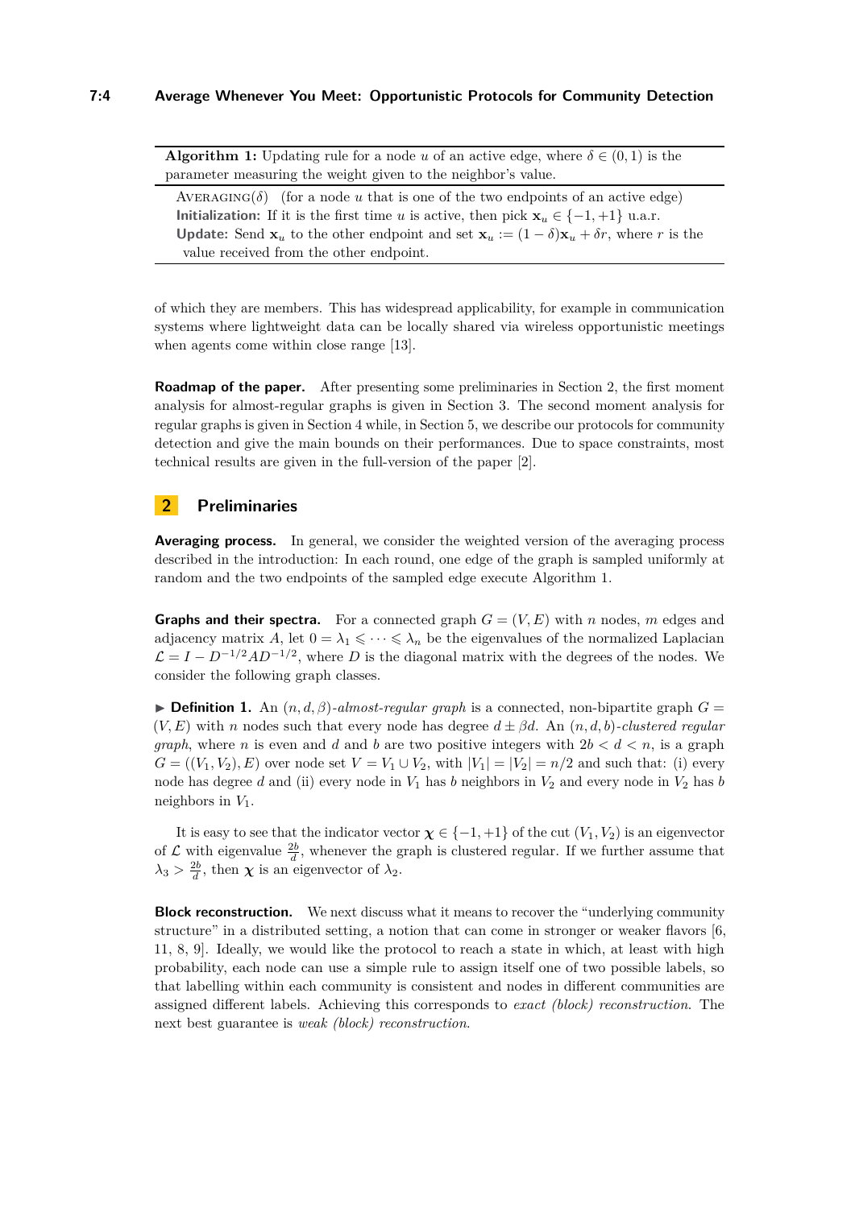**Algorithm 1:** Updating rule for a node $u$ of an active edge, where $\delta \in (0,1)$ is the parameter measuring the weight given to the neighbor's value.

Averaging($\delta$) (for a node $u$ that is one of the two endpoints of an active edge)
**Initialization:** If it is the first time $u$ is active, then pick $\mathbf{x}_u \in \{-1,+1\}$ u.a.r.
**Update:** Send $\mathbf{x}_u$ to the other endpoint and set $\mathbf{x}_u := (1-\delta)\mathbf{x}_u + \delta r$, where $r$ is the value received from the other endpoint.

of which they are members. This has widespread applicability, for example in communication systems where lightweight data can be locally shared via wireless opportunistic meetings when agents come within close range [13].

**Roadmap of the paper.** After presenting some preliminaries in Section 2, the first moment analysis for almost-regular graphs is given in Section 3. The second moment analysis for regular graphs is given in Section 4 while, in Section 5, we describe our protocols for community detection and give the main bounds on their performances. Due to space constraints, most technical results are given in the full-version of the paper [2].

## 2 Preliminaries

**Averaging process.** In general, we consider the weighted version of the averaging process described in the introduction: In each round, one edge of the graph is sampled uniformly at random and the two endpoints of the sampled edge execute Algorithm 1.

**Graphs and their spectra.** For a connected graph $G = (V, E)$ with $n$ nodes, $m$ edges and adjacency matrix $A$, let $0 = \lambda_1 \leqslant \cdots \leqslant \lambda_n$ be the eigenvalues of the normalized Laplacian $\mathcal{L} = I - D^{-1/2}AD^{-1/2}$, where $D$ is the diagonal matrix with the degrees of the nodes. We consider the following graph classes.

▶ **Definition 1.** An $(n, d, \beta)$-*almost-regular graph* is a connected, non-bipartite graph $G = (V, E)$ with $n$ nodes such that every node has degree $d \pm \beta d$. An $(n, d, b)$-*clustered regular graph*, where $n$ is even and $d$ and $b$ are two positive integers with $2b < d < n$, is a graph $G = ((V_1, V_2), E)$ over node set $V = V_1 \cup V_2$, with $|V_1| = |V_2| = n/2$ and such that: (i) every node has degree $d$ and (ii) every node in $V_1$ has $b$ neighbors in $V_2$ and every node in $V_2$ has $b$ neighbors in $V_1$.

It is easy to see that the indicator vector $\boldsymbol{\chi} \in \{-1, +1\}$ of the cut $(V_1, V_2)$ is an eigenvector of $\mathcal{L}$ with eigenvalue $\frac{2b}{d}$, whenever the graph is clustered regular. If we further assume that $\lambda_3 > \frac{2b}{d}$, then $\boldsymbol{\chi}$ is an eigenvector of $\lambda_2$.

**Block reconstruction.** We next discuss what it means to recover the "underlying community structure" in a distributed setting, a notion that can come in stronger or weaker flavors [6, 11, 8, 9]. Ideally, we would like the protocol to reach a state in which, at least with high probability, each node can use a simple rule to assign itself one of two possible labels, so that labelling within each community is consistent and nodes in different communities are assigned different labels. Achieving this corresponds to *exact (block) reconstruction*. The next best guarantee is *weak (block) reconstruction*.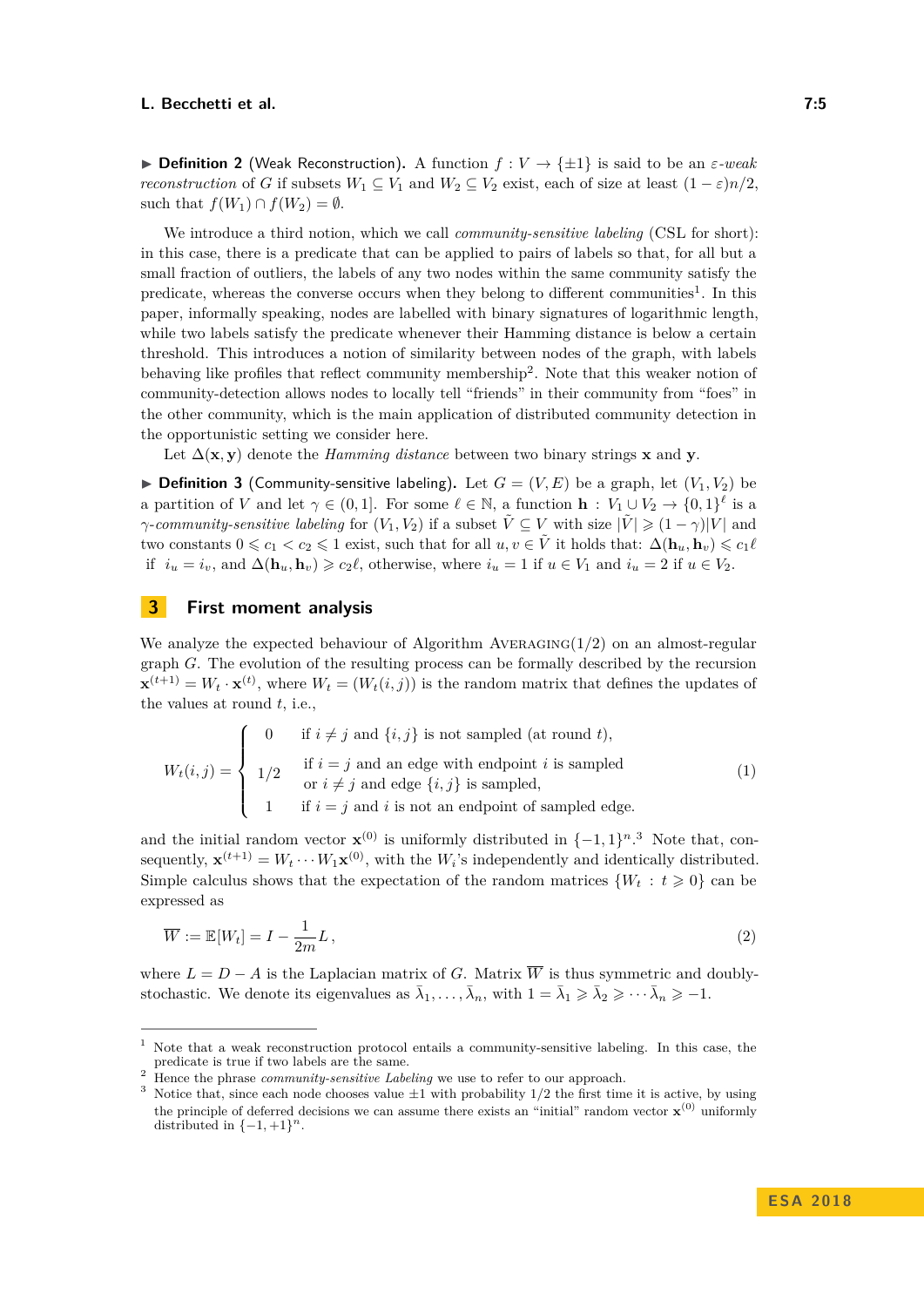▶ **Definition 2** (Weak Reconstruction). A function $f : V \to \{\pm 1\}$ is said to be an *$\varepsilon$-weak reconstruction* of $G$ if subsets $W_1 \subseteq V_1$ and $W_2 \subseteq V_2$ exist, each of size at least $(1-\varepsilon)n/2$, such that $f(W_1) \cap f(W_2) = \emptyset$.

We introduce a third notion, which we call *community-sensitive labeling* (CSL for short): in this case, there is a predicate that can be applied to pairs of labels so that, for all but a small fraction of outliers, the labels of any two nodes within the same community satisfy the predicate, whereas the converse occurs when they belong to different communities[1]. In this paper, informally speaking, nodes are labelled with binary signatures of logarithmic length, while two labels satisfy the predicate whenever their Hamming distance is below a certain threshold. This introduces a notion of similarity between nodes of the graph, with labels behaving like profiles that reflect community membership[2]. Note that this weaker notion of community-detection allows nodes to locally tell "friends" in their community from "foes" in the other community, which is the main application of distributed community detection in the opportunistic setting we consider here.

Let $\Delta(\mathbf{x}, \mathbf{y})$ denote the *Hamming distance* between two binary strings $\mathbf{x}$ and $\mathbf{y}$.

▶ **Definition 3** (Community-sensitive labeling). Let $G = (V, E)$ be a graph, let $(V_1, V_2)$ be a partition of $V$ and let $\gamma \in (0, 1]$. For some $\ell \in \mathbb{N}$, a function $\mathbf{h} : V_1 \cup V_2 \to \{0, 1\}^\ell$ is a *$\gamma$-community-sensitive labeling* for $(V_1, V_2)$ if a subset $\tilde{V} \subseteq V$ with size $|\tilde{V}| \geqslant (1-\gamma)|V|$ and two constants $0 \leqslant c_1 < c_2 \leqslant 1$ exist, such that for all $u, v \in \tilde{V}$ it holds that: $\Delta(\mathbf{h}_u, \mathbf{h}_v) \leqslant c_1 \ell$ if $i_u = i_v$, and $\Delta(\mathbf{h}_u, \mathbf{h}_v) \geqslant c_2 \ell$, otherwise, where $i_u = 1$ if $u \in V_1$ and $i_u = 2$ if $u \in V_2$.

## 3 First moment analysis

We analyze the expected behaviour of Algorithm AVERAGING(1/2) on an almost-regular graph $G$. The evolution of the resulting process can be formally described by the recursion $\mathbf{x}^{(t+1)} = W_t \cdot \mathbf{x}^{(t)}$, where $W_t = (W_t(i,j))$ is the random matrix that defines the updates of the values at round $t$, i.e.,

$$
W_t(i,j) = \begin{cases} 0 & \text{if } i \neq j \text{ and } \{i,j\} \text{ is not sampled (at round } t), \\ 1/2 & \begin{array}{l}\text{if } i = j \text{ and an edge with endpoint } i \text{ is sampled} \\ \text{or } i \neq j \text{ and edge } \{i,j\} \text{ is sampled,}\end{array} \\ 1 & \text{if } i = j \text{ and } i \text{ is not an endpoint of sampled edge.} \end{cases} \tag{1}
$$

and the initial random vector $\mathbf{x}^{(0)}$ is uniformly distributed in $\{-1, 1\}^n$.[3] Note that, consequently, $\mathbf{x}^{(t+1)} = W_t \cdots W_1 \mathbf{x}^{(0)}$, with the $W_i$'s independently and identically distributed. Simple calculus shows that the expectation of the random matrices $\{W_t : t \geqslant 0\}$ can be expressed as

$$
\overline{W} := \mathbb{E}[W_t] = I - \frac{1}{2m} L \,, \tag{2}
$$

where $L = D - A$ is the Laplacian matrix of $G$. Matrix $\overline{W}$ is thus symmetric and doubly-stochastic. We denote its eigenvalues as $\bar{\lambda}_1, \ldots, \bar{\lambda}_n$, with $1 = \bar{\lambda}_1 \geqslant \bar{\lambda}_2 \geqslant \cdots \bar{\lambda}_n \geqslant -1$.

---

[1] Note that a weak reconstruction protocol entails a community-sensitive labeling. In this case, the predicate is true if two labels are the same.

[2] Hence the phrase *community-sensitive Labeling* we use to refer to our approach.

[3] Notice that, since each node chooses value $\pm 1$ with probability 1/2 the first time it is active, by using the principle of deferred decisions we can assume there exists an "initial" random vector $\mathbf{x}^{(0)}$ uniformly distributed in $\{-1, +1\}^n$.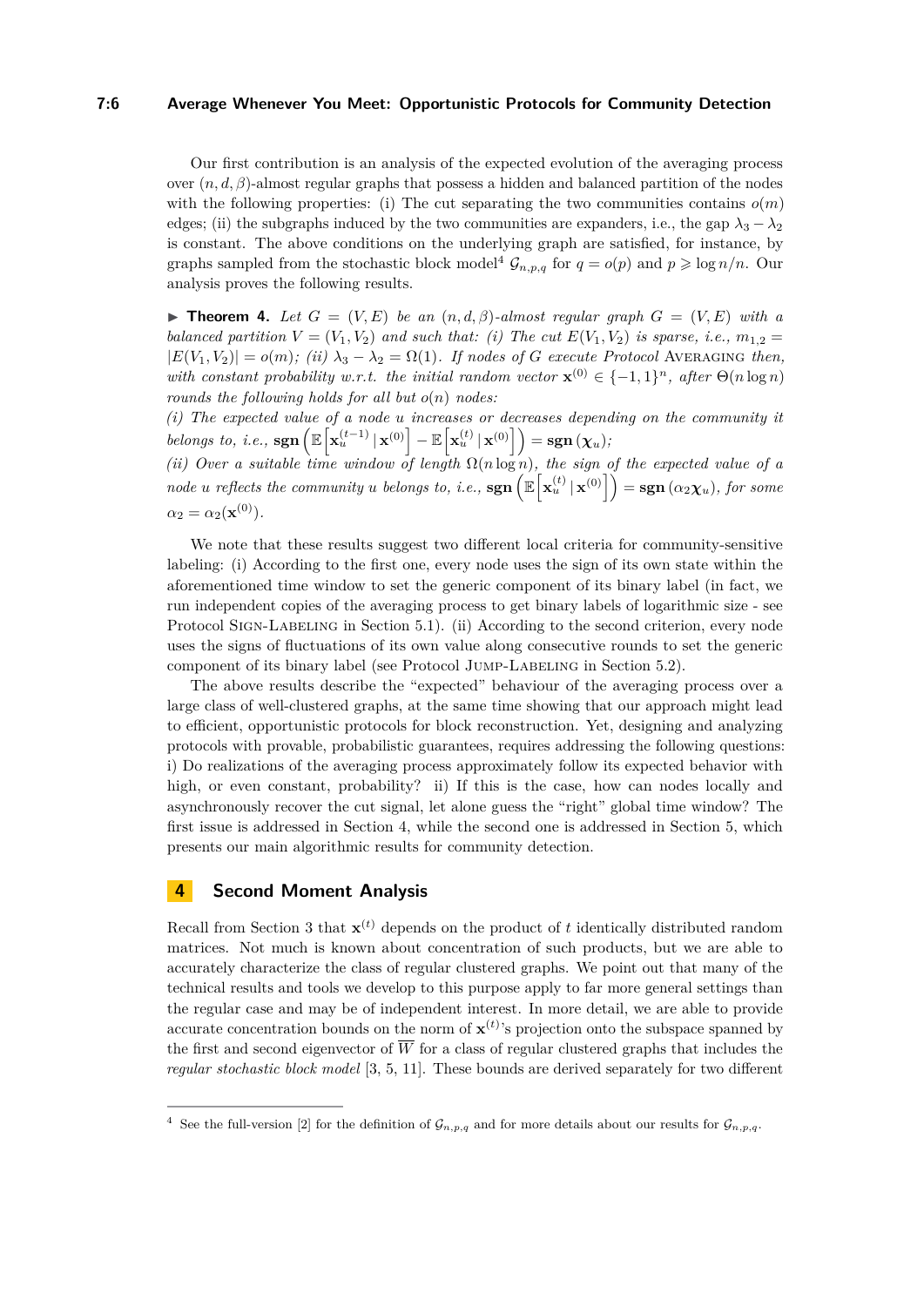Our first contribution is an analysis of the expected evolution of the averaging process over $(n, d, \beta)$-almost regular graphs that possess a hidden and balanced partition of the nodes with the following properties: (i) The cut separating the two communities contains $o(m)$ edges; (ii) the subgraphs induced by the two communities are expanders, i.e., the gap $\lambda_3 - \lambda_2$ is constant. The above conditions on the underlying graph are satisfied, for instance, by graphs sampled from the stochastic block model[4] $\mathcal{G}_{n,p,q}$ for $q = o(p)$ and $p \geqslant \log n/n$. Our analysis proves the following results.

▶ **Theorem 4.** *Let $G = (V, E)$ be an $(n, d, \beta)$-almost regular graph $G = (V, E)$ with a balanced partition $V = (V_1, V_2)$ and such that: (i) The cut $E(V_1, V_2)$ is sparse, i.e., $m_{1,2} = |E(V_1, V_2)| = o(m)$; (ii) $\lambda_3 - \lambda_2 = \Omega(1)$. If nodes of $G$ execute Protocol* Averaging *then, with constant probability w.r.t. the initial random vector $\mathbf{x}^{(0)} \in \{-1, 1\}^n$, after $\Theta(n \log n)$ rounds the following holds for all but $o(n)$ nodes:*

*(i) The expected value of a node $u$ increases or decreases depending on the community it belongs to, i.e., $\mathbf{sgn}\left(\mathbb{E}\left[\mathbf{x}_u^{(t-1)} \,|\, \mathbf{x}^{(0)}\right] - \mathbb{E}\left[\mathbf{x}_u^{(t)} \,|\, \mathbf{x}^{(0)}\right]\right) = \mathbf{sgn}\left(\boldsymbol{\chi}_u\right)$;*

*(ii) Over a suitable time window of length $\Omega(n \log n)$, the sign of the expected value of a node $u$ reflects the community $u$ belongs to, i.e., $\mathbf{sgn}\left(\mathbb{E}\left[\mathbf{x}_u^{(t)} \,|\, \mathbf{x}^{(0)}\right]\right) = \mathbf{sgn}\left(\alpha_2 \boldsymbol{\chi}_u\right)$, for some $\alpha_2 = \alpha_2(\mathbf{x}^{(0)})$.*

We note that these results suggest two different local criteria for community-sensitive labeling: (i) According to the first one, every node uses the sign of its own state within the aforementioned time window to set the generic component of its binary label (in fact, we run independent copies of the averaging process to get binary labels of logarithmic size - see Protocol Sign-Labeling in Section 5.1). (ii) According to the second criterion, every node uses the signs of fluctuations of its own value along consecutive rounds to set the generic component of its binary label (see Protocol Jump-Labeling in Section 5.2).

The above results describe the "expected" behaviour of the averaging process over a large class of well-clustered graphs, at the same time showing that our approach might lead to efficient, opportunistic protocols for block reconstruction. Yet, designing and analyzing protocols with provable, probabilistic guarantees, requires addressing the following questions: i) Do realizations of the averaging process approximately follow its expected behavior with high, or even constant, probability? ii) If this is the case, how can nodes locally and asynchronously recover the cut signal, let alone guess the "right" global time window? The first issue is addressed in Section 4, while the second one is addressed in Section 5, which presents our main algorithmic results for community detection.

## 4 Second Moment Analysis

Recall from Section 3 that $\mathbf{x}^{(t)}$ depends on the product of $t$ identically distributed random matrices. Not much is known about concentration of such products, but we are able to accurately characterize the class of regular clustered graphs. We point out that many of the technical results and tools we develop to this purpose apply to far more general settings than the regular case and may be of independent interest. In more detail, we are able to provide accurate concentration bounds on the norm of $\mathbf{x}^{(t)}$'s projection onto the subspace spanned by the first and second eigenvector of $\overline{W}$ for a class of regular clustered graphs that includes the *regular stochastic block model* [3, 5, 11]. These bounds are derived separately for two different

[4] See the full-version [2] for the definition of $\mathcal{G}_{n,p,q}$ and for more details about our results for $\mathcal{G}_{n,p,q}$.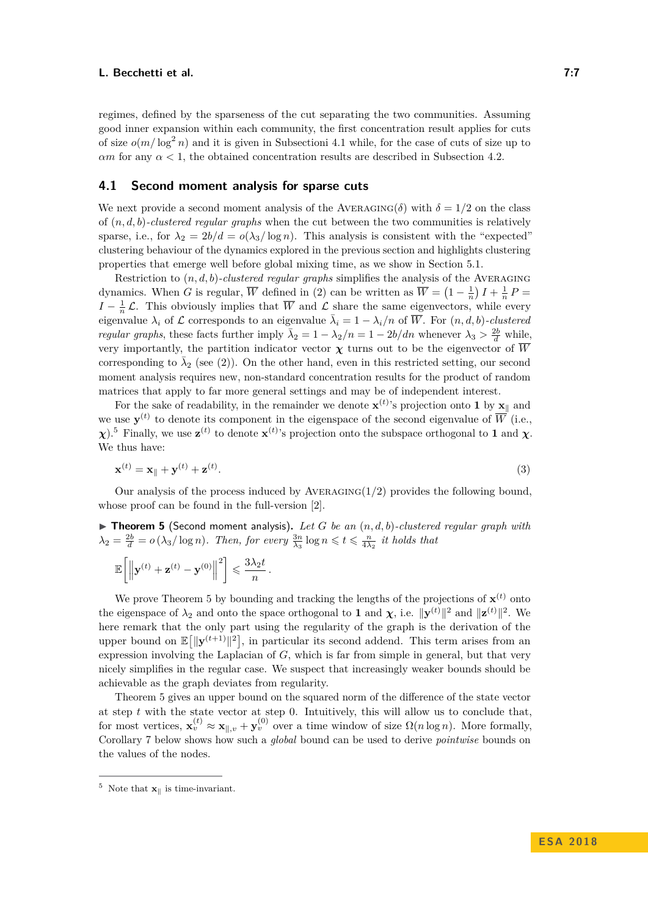regimes, defined by the sparseness of the cut separating the two communities. Assuming good inner expansion within each community, the first concentration result applies for cuts of size $o(m/\log^2 n)$ and it is given in Subsectioni 4.1 while, for the case of cuts of size up to $\alpha m$ for any $\alpha < 1$, the obtained concentration results are described in Subsection 4.2.

## 4.1 Second moment analysis for sparse cuts

We next provide a second moment analysis of the Averaging($\delta$) with $\delta = 1/2$ on the class of $(n, d, b)$-*clustered regular graphs* when the cut between the two communities is relatively sparse, i.e., for $\lambda_2 = 2b/d = o(\lambda_3/\log n)$. This analysis is consistent with the "expected" clustering behaviour of the dynamics explored in the previous section and highlights clustering properties that emerge well before global mixing time, as we show in Section 5.1.

Restriction to $(n, d, b)$-*clustered regular graphs* simplifies the analysis of the Averaging dynamics. When $G$ is regular, $\overline{W}$ defined in (2) can be written as $\overline{W} = \left(1 - \frac{1}{n}\right) I + \frac{1}{n} P = I - \frac{1}{n}\mathcal{L}$. This obviously implies that $\overline{W}$ and $\mathcal{L}$ share the same eigenvectors, while every eigenvalue $\lambda_i$ of $\mathcal{L}$ corresponds to an eigenvalue $\bar{\lambda}_i = 1 - \lambda_i/n$ of $\overline{W}$. For $(n, d, b)$-*clustered regular graphs*, these facts further imply $\bar{\lambda}_2 = 1 - \lambda_2/n = 1 - 2b/dn$ whenever $\lambda_3 > \frac{2b}{d}$ while, very importantly, the partition indicator vector $\boldsymbol{\chi}$ turns out to be the eigenvector of $\overline{W}$ corresponding to $\bar{\lambda}_2$ (see (2)). On the other hand, even in this restricted setting, our second moment analysis requires new, non-standard concentration results for the product of random matrices that apply to far more general settings and may be of independent interest.

For the sake of readability, in the remainder we denote $\mathbf{x}^{(t)}$'s projection onto $\mathbf{1}$ by $\mathbf{x}_{\|}$ and we use $\mathbf{y}^{(t)}$ to denote its component in the eigenspace of the second eigenvalue of $\overline{W}$ (i.e., $\boldsymbol{\chi}$).[5] Finally, we use $\mathbf{z}^{(t)}$ to denote $\mathbf{x}^{(t)}$'s projection onto the subspace orthogonal to $\mathbf{1}$ and $\boldsymbol{\chi}$. We thus have:

$$\mathbf{x}^{(t)} = \mathbf{x}_{\|} + \mathbf{y}^{(t)} + \mathbf{z}^{(t)}. \tag{3}$$

Our analysis of the process induced by Averaging(1/2) provides the following bound, whose proof can be found in the full-version [2].

▶ **Theorem 5** (Second moment analysis). *Let $G$ be an $(n, d, b)$-clustered regular graph with $\lambda_2 = \frac{2b}{d} = o(\lambda_3/\log n)$. Then, for every $\frac{3n}{\lambda_3}\log n \leqslant t \leqslant \frac{n}{4\lambda_2}$ it holds that*

$$\mathbb{E}\left[\left\|\mathbf{y}^{(t)} + \mathbf{z}^{(t)} - \mathbf{y}^{(0)}\right\|^2\right] \leqslant \frac{3\lambda_2 t}{n}.$$

We prove Theorem 5 by bounding and tracking the lengths of the projections of $\mathbf{x}^{(t)}$ onto the eigenspace of $\lambda_2$ and onto the space orthogonal to $\mathbf{1}$ and $\boldsymbol{\chi}$, i.e. $\|\mathbf{y}^{(t)}\|^2$ and $\|\mathbf{z}^{(t)}\|^2$. We here remark that the only part using the regularity of the graph is the derivation of the upper bound on $\mathbb{E}\left[\|\mathbf{y}^{(t+1)}\|^2\right]$, in particular its second addend. This term arises from an expression involving the Laplacian of $G$, which is far from simple in general, but that very nicely simplifies in the regular case. We suspect that increasingly weaker bounds should be achievable as the graph deviates from regularity.

Theorem 5 gives an upper bound on the squared norm of the difference of the state vector at step $t$ with the state vector at step 0. Intuitively, this will allow us to conclude that, for most vertices, $\mathbf{x}_v^{(t)} \approx \mathbf{x}_{\|,v} + \mathbf{y}_v^{(0)}$ over a time window of size $\Omega(n \log n)$. More formally, Corollary 7 below shows how such a *global* bound can be used to derive *pointwise* bounds on the values of the nodes.

---

[5] Note that $\mathbf{x}_{\|}$ is time-invariant.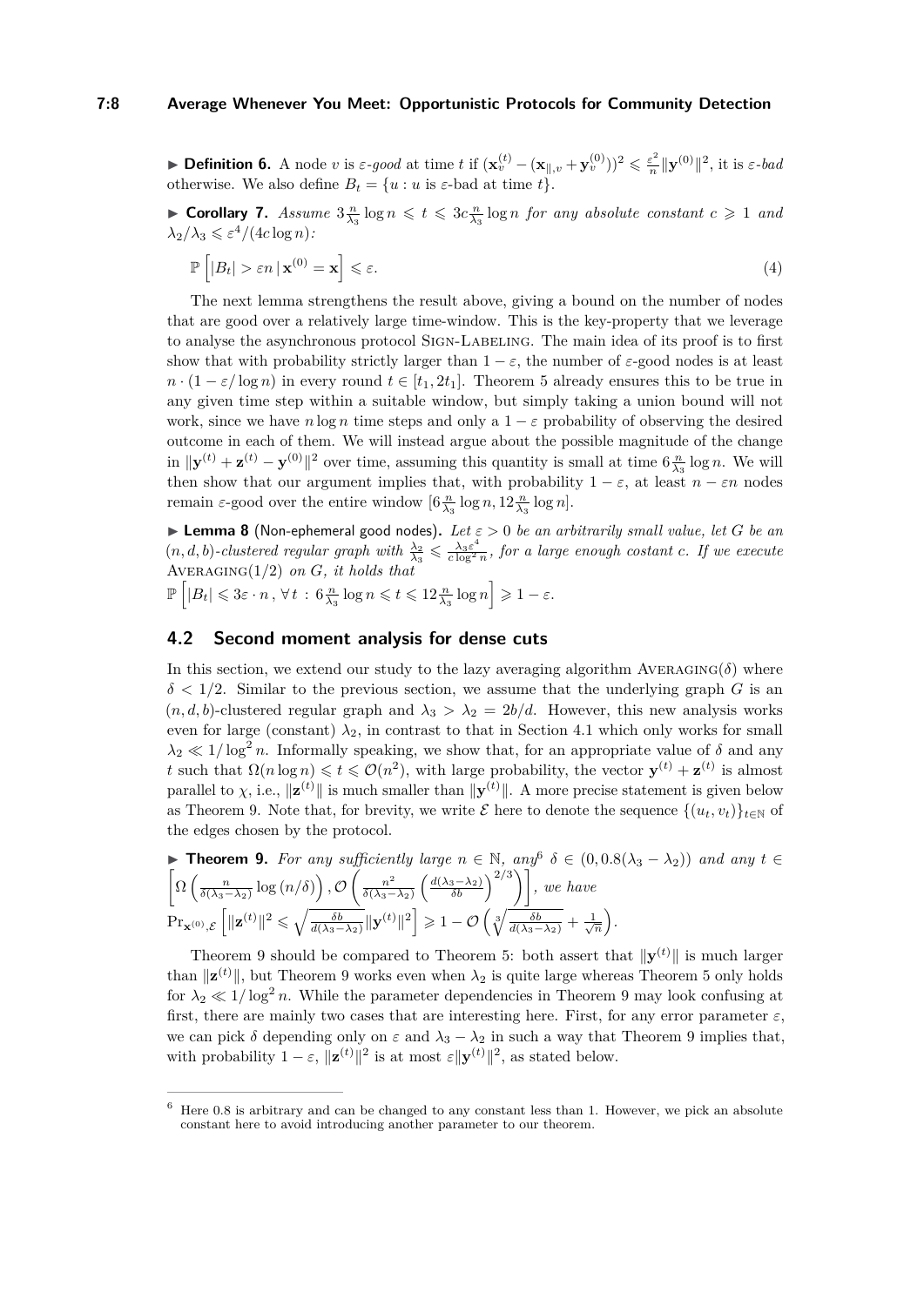▶ **Definition 6.** A node $v$ is $\varepsilon$-*good* at time $t$ if $(\mathbf{x}_v^{(t)} - (\mathbf{x}_{\parallel,v} + \mathbf{y}_v^{(0)}))^2 \leqslant \frac{\varepsilon^2}{n}\|\mathbf{y}^{(0)}\|^2$, it is $\varepsilon$-*bad* otherwise. We also define $B_t = \{u : u \text{ is } \varepsilon\text{-bad at time } t\}$.

▶ **Corollary 7.** *Assume* $3\frac{n}{\lambda_3}\log n \leqslant t \leqslant 3c\frac{n}{\lambda_3}\log n$ *for any absolute constant* $c \geqslant 1$ *and* $\lambda_2/\lambda_3 \leqslant \varepsilon^4/(4c\log n)$*:*

$$\mathbb{P}\left[|B_t| > \varepsilon n \,|\, \mathbf{x}^{(0)} = \mathbf{x}\right] \leqslant \varepsilon. \tag{4}$$

The next lemma strengthens the result above, giving a bound on the number of nodes that are good over a relatively large time-window. This is the key-property that we leverage to analyse the asynchronous protocol Sign-Labeling. The main idea of its proof is to first show that with probability strictly larger than $1-\varepsilon$, the number of $\varepsilon$-good nodes is at least $n \cdot (1 - \varepsilon/\log n)$ in every round $t \in [t_1, 2t_1]$. Theorem 5 already ensures this to be true in any given time step within a suitable window, but simply taking a union bound will not work, since we have $n\log n$ time steps and only a $1-\varepsilon$ probability of observing the desired outcome in each of them. We will instead argue about the possible magnitude of the change in $\|\mathbf{y}^{(t)} + \mathbf{z}^{(t)} - \mathbf{y}^{(0)}\|^2$ over time, assuming this quantity is small at time $6\frac{n}{\lambda_3}\log n$. We will then show that our argument implies that, with probability $1-\varepsilon$, at least $n - \varepsilon n$ nodes remain $\varepsilon$-good over the entire window $[6\frac{n}{\lambda_3}\log n, 12\frac{n}{\lambda_3}\log n]$.

▶ **Lemma 8** (Non-ephemeral good nodes)**.** *Let* $\varepsilon > 0$ *be an arbitrarily small value, let* $G$ *be an* $(n,d,b)$*-clustered regular graph with* $\frac{\lambda_2}{\lambda_3} \leqslant \frac{\lambda_3\varepsilon^4}{c\log^2 n}$*, for a large enough costant* $c$*. If we execute* Averaging$(1/2)$ *on* $G$*, it holds that*

$\mathbb{P}\left[|B_t| \leqslant 3\varepsilon \cdot n\,,\, \forall\, t \,:\, 6\frac{n}{\lambda_3}\log n \leqslant t \leqslant 12\frac{n}{\lambda_3}\log n\right] \geqslant 1 - \varepsilon.$

## 4.2 Second moment analysis for dense cuts

In this section, we extend our study to the lazy averaging algorithm Averaging$(\delta)$ where $\delta < 1/2$. Similar to the previous section, we assume that the underlying graph $G$ is an $(n,d,b)$-clustered regular graph and $\lambda_3 > \lambda_2 = 2b/d$. However, this new analysis works even for large (constant) $\lambda_2$, in contrast to that in Section 4.1 which only works for small $\lambda_2 \ll 1/\log^2 n$. Informally speaking, we show that, for an appropriate value of $\delta$ and any $t$ such that $\Omega(n\log n) \leqslant t \leqslant \mathcal{O}(n^2)$, with large probability, the vector $\mathbf{y}^{(t)} + \mathbf{z}^{(t)}$ is almost parallel to $\chi$, i.e., $\|\mathbf{z}^{(t)}\|$ is much smaller than $\|\mathbf{y}^{(t)}\|$. A more precise statement is given below as Theorem 9. Note that, for brevity, we write $\mathcal{E}$ here to denote the sequence $\{(u_t, v_t)\}_{t\in\mathbb{N}}$ of the edges chosen by the protocol.

▶ **Theorem 9.** *For any sufficiently large* $n \in \mathbb{N}$*, any*[6] $\delta \in (0, 0.8(\lambda_3 - \lambda_2))$ *and any* $t \in \left[\Omega\left(\frac{n}{\delta(\lambda_3-\lambda_2)}\log(n/\delta)\right), \mathcal{O}\left(\frac{n^2}{\delta(\lambda_3-\lambda_2)}\left(\frac{d(\lambda_3-\lambda_2)}{\delta b}\right)^{2/3}\right)\right]$*, we have*

$\Pr_{\mathbf{x}^{(0)},\mathcal{E}}\left[\|\mathbf{z}^{(t)}\|^2 \leqslant \sqrt{\frac{\delta b}{d(\lambda_3-\lambda_2)}}\|\mathbf{y}^{(t)}\|^2\right] \geqslant 1 - \mathcal{O}\left(\sqrt[3]{\frac{\delta b}{d(\lambda_3-\lambda_2)}} + \frac{1}{\sqrt{n}}\right).$

Theorem 9 should be compared to Theorem 5: both assert that $\|\mathbf{y}^{(t)}\|$ is much larger than $\|\mathbf{z}^{(t)}\|$, but Theorem 9 works even when $\lambda_2$ is quite large whereas Theorem 5 only holds for $\lambda_2 \ll 1/\log^2 n$. While the parameter dependencies in Theorem 9 may look confusing at first, there are mainly two cases that are interesting here. First, for any error parameter $\varepsilon$, we can pick $\delta$ depending only on $\varepsilon$ and $\lambda_3 - \lambda_2$ in such a way that Theorem 9 implies that, with probability $1-\varepsilon$, $\|\mathbf{z}^{(t)}\|^2$ is at most $\varepsilon\|\mathbf{y}^{(t)}\|^2$, as stated below.

---

[6] Here 0.8 is arbitrary and can be changed to any constant less than 1. However, we pick an absolute constant here to avoid introducing another parameter to our theorem.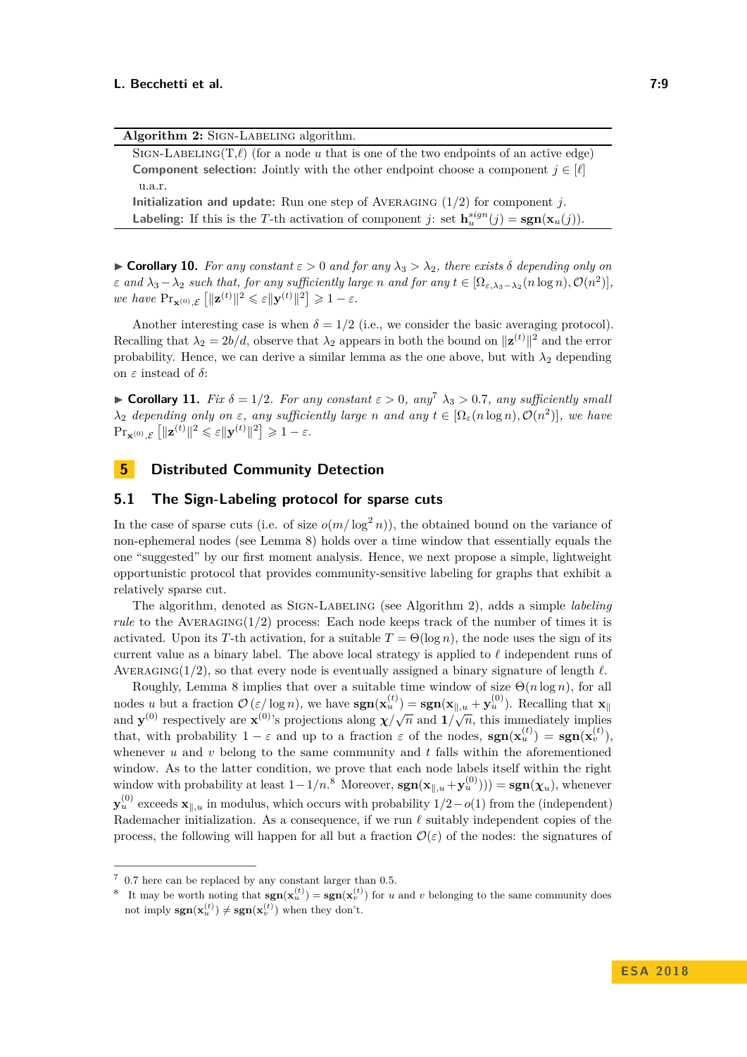**Algorithm 2:** Sign-Labeling algorithm.

Sign-Labeling(T,$\ell$) (for a node $u$ that is one of the two endpoints of an active edge)
**Component selection:** Jointly with the other endpoint choose a component $j \in [\ell]$ u.a.r.
**Initialization and update:** Run one step of Averaging (1/2) for component $j$.
**Labeling:** If this is the $T$-th activation of component $j$: set $\mathbf{h}_u^{sign}(j) = \mathbf{sgn}(\mathbf{x}_u(j))$.

▶ **Corollary 10.** *For any constant $\varepsilon > 0$ and for any $\lambda_3 > \lambda_2$, there exists $\delta$ depending only on $\varepsilon$ and $\lambda_3 - \lambda_2$ such that, for any sufficiently large $n$ and for any $t \in [\Omega_{\varepsilon,\lambda_3-\lambda_2}(n \log n), \mathcal{O}(n^2)]$, we have $\Pr_{\mathbf{x}^{(0)},\mathcal{E}}\left[\|\mathbf{z}^{(t)}\|^2 \leqslant \varepsilon \|\mathbf{y}^{(t)}\|^2\right] \geqslant 1 - \varepsilon$.*

Another interesting case is when $\delta = 1/2$ (i.e., we consider the basic averaging protocol). Recalling that $\lambda_2 = 2b/d$, observe that $\lambda_2$ appears in both the bound on $\|\mathbf{z}^{(t)}\|^2$ and the error probability. Hence, we can derive a similar lemma as the one above, but with $\lambda_2$ depending on $\varepsilon$ instead of $\delta$:

▶ **Corollary 11.** *Fix $\delta = 1/2$. For any constant $\varepsilon > 0$, any[7] $\lambda_3 > 0.7$, any sufficiently small $\lambda_2$ depending only on $\varepsilon$, any sufficiently large $n$ and any $t \in [\Omega_\varepsilon(n \log n), \mathcal{O}(n^2)]$, we have $\Pr_{\mathbf{x}^{(0)},\mathcal{E}}\left[\|\mathbf{z}^{(t)}\|^2 \leqslant \varepsilon \|\mathbf{y}^{(t)}\|^2\right] \geqslant 1 - \varepsilon$.*

# 5 Distributed Community Detection

## 5.1 The Sign-Labeling protocol for sparse cuts

In the case of sparse cuts (i.e. of size $o(m/\log^2 n)$), the obtained bound on the variance of non-ephemeral nodes (see Lemma 8) holds over a time window that essentially equals the one "suggested" by our first moment analysis. Hence, we next propose a simple, lightweight opportunistic protocol that provides community-sensitive labeling for graphs that exhibit a relatively sparse cut.

The algorithm, denoted as Sign-Labeling (see Algorithm 2), adds a simple *labeling rule* to the Averaging(1/2) process: Each node keeps track of the number of times it is activated. Upon its $T$-th activation, for a suitable $T = \Theta(\log n)$, the node uses the sign of its current value as a binary label. The above local strategy is applied to $\ell$ independent runs of Averaging(1/2), so that every node is eventually assigned a binary signature of length $\ell$.

Roughly, Lemma 8 implies that over a suitable time window of size $\Theta(n \log n)$, for all nodes $u$ but a fraction $\mathcal{O}(\varepsilon/\log n)$, we have $\mathbf{sgn}(\mathbf{x}_u^{(t)}) = \mathbf{sgn}(\mathbf{x}_{\|,u} + \mathbf{y}_u^{(0)})$. Recalling that $\mathbf{x}_\|$ and $\mathbf{y}^{(0)}$ respectively are $\mathbf{x}^{(0)}$'s projections along $\boldsymbol{\chi}/\sqrt{n}$ and $\mathbf{1}/\sqrt{n}$, this immediately implies that, with probability $1 - \varepsilon$ and up to a fraction $\varepsilon$ of the nodes, $\mathbf{sgn}(\mathbf{x}_u^{(t)}) = \mathbf{sgn}(\mathbf{x}_v^{(t)})$, whenever $u$ and $v$ belong to the same community and $t$ falls within the aforementioned window. As to the latter condition, we prove that each node labels itself within the right window with probability at least $1 - 1/n$.[8] Moreover, $\mathbf{sgn}(\mathbf{x}_{\|,u} + \mathbf{y}_u^{(0)})) = \mathbf{sgn}(\boldsymbol{\chi}_u)$, whenever $\mathbf{y}_u^{(0)}$ exceeds $\mathbf{x}_{\|,u}$ in modulus, which occurs with probability $1/2 - o(1)$ from the (independent) Rademacher initialization. As a consequence, if we run $\ell$ suitably independent copies of the process, the following will happen for all but a fraction $\mathcal{O}(\varepsilon)$ of the nodes: the signatures of

---

[7] 0.7 here can be replaced by any constant larger than 0.5.

[8] It may be worth noting that $\mathbf{sgn}(\mathbf{x}_u^{(t)}) = \mathbf{sgn}(\mathbf{x}_v^{(t)})$ for $u$ and $v$ belonging to the same community does not imply $\mathbf{sgn}(\mathbf{x}_u^{(t)}) \neq \mathbf{sgn}(\mathbf{x}_v^{(t)})$ when they don't.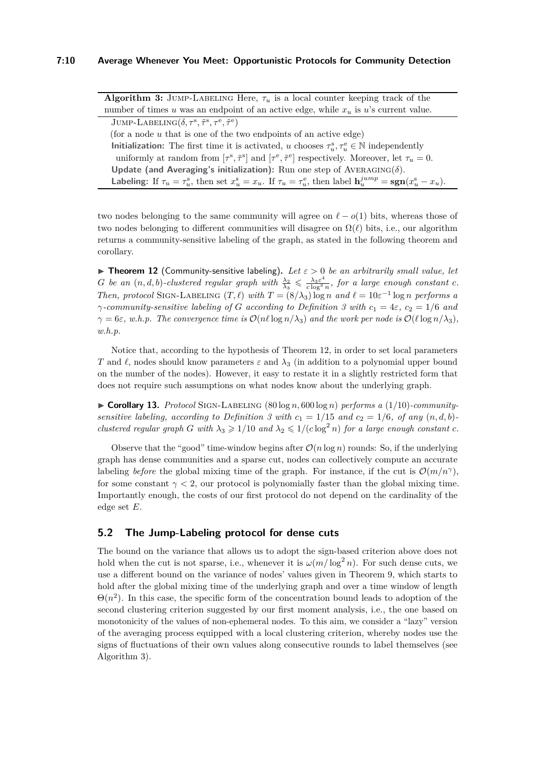**Algorithm 3:** Jump-Labeling Here, $\tau_u$ is a local counter keeping track of the number of times $u$ was an endpoint of an active edge, while $x_u$ is $u$'s current value.

Jump-Labeling($\delta, \tau^{\mathrm{s}}, \tilde{\tau}^{\mathrm{s}}, \tau^{\mathrm{e}}, \tilde{\tau}^{\mathrm{e}}$)

(for a node $u$ that is one of the two endpoints of an active edge)

**Initialization:** The first time it is activated, $u$ chooses $\tau_u^{\mathrm{s}}, \tau_u^{\mathrm{e}} \in \mathbb{N}$ independently uniformly at random from $[\tau^{\mathrm{s}}, \tilde{\tau}^{\mathrm{s}}]$ and $[\tau^{\mathrm{e}}, \tilde{\tau}^{\mathrm{e}}]$ respectively. Moreover, let $\tau_u = 0$.

**Update (and Averaging's initialization):** Run one step of Averaging($\delta$).

**Labeling:** If $\tau_u = \tau_u^{\mathrm{s}}$, then set $x_u^{\mathrm{s}} = x_u$. If $\tau_u = \tau_u^{\mathrm{e}}$, then label $\mathbf{h}_u^{jump} = \mathbf{sgn}(x_u^{\mathrm{s}} - x_u)$.

two nodes belonging to the same community will agree on $\ell - o(1)$ bits, whereas those of two nodes belonging to different communities will disagree on $\Omega(\ell)$ bits, i.e., our algorithm returns a community-sensitive labeling of the graph, as stated in the following theorem and corollary.

▶ **Theorem 12** (Community-sensitive labeling). *Let $\varepsilon > 0$ be an arbitrarily small value, let $G$ be an $(n, d, b)$-clustered regular graph with $\frac{\lambda_2}{\lambda_3} \leqslant \frac{\lambda_3 \varepsilon^4}{c \log^2 n}$, for a large enough constant $c$. Then, protocol* Sign-Labeling $(T, \ell)$ *with $T = (8/\lambda_3) \log n$ and $\ell = 10\varepsilon^{-1} \log n$ performs a $\gamma$-community-sensitive labeling of $G$ according to Definition 3 with $c_1 = 4\varepsilon$, $c_2 = 1/6$ and $\gamma = 6\varepsilon$, w.h.p. The convergence time is $\mathcal{O}(n\ell \log n/\lambda_3)$ and the work per node is $\mathcal{O}(\ell \log n/\lambda_3)$, w.h.p.*

Notice that, according to the hypothesis of Theorem 12, in order to set local parameters $T$ and $\ell$, nodes should know parameters $\varepsilon$ and $\lambda_3$ (in addition to a polynomial upper bound on the number of the nodes). However, it easy to restate it in a slightly restricted form that does not require such assumptions on what nodes know about the underlying graph.

▶ **Corollary 13.** *Protocol* Sign-Labeling $(80 \log n, 600 \log n)$ *performs a $(1/10)$-community-sensitive labeling, according to Definition 3 with $c_1 = 1/15$ and $c_2 = 1/6$, of any $(n, d, b)$-clustered regular graph $G$ with $\lambda_3 \geqslant 1/10$ and $\lambda_2 \leqslant 1/(c \log^2 n)$ for a large enough constant $c$.*

Observe that the "good" time-window begins after $\mathcal{O}(n \log n)$ rounds: So, if the underlying graph has dense communities and a sparse cut, nodes can collectively compute an accurate labeling *before* the global mixing time of the graph. For instance, if the cut is $\mathcal{O}(m/n^\gamma)$, for some constant $\gamma < 2$, our protocol is polynomially faster than the global mixing time. Importantly enough, the costs of our first protocol do not depend on the cardinality of the edge set $E$.

## 5.2 The Jump-Labeling protocol for dense cuts

The bound on the variance that allows us to adopt the sign-based criterion above does not hold when the cut is not sparse, i.e., whenever it is $\omega(m/\log^2 n)$. For such dense cuts, we use a different bound on the variance of nodes' values given in Theorem 9, which starts to hold after the global mixing time of the underlying graph and over a time window of length $\Theta(n^2)$. In this case, the specific form of the concentration bound leads to adoption of the second clustering criterion suggested by our first moment analysis, i.e., the one based on monotonicity of the values of non-ephemeral nodes. To this aim, we consider a "lazy" version of the averaging process equipped with a local clustering criterion, whereby nodes use the signs of fluctuations of their own values along consecutive rounds to label themselves (see Algorithm 3).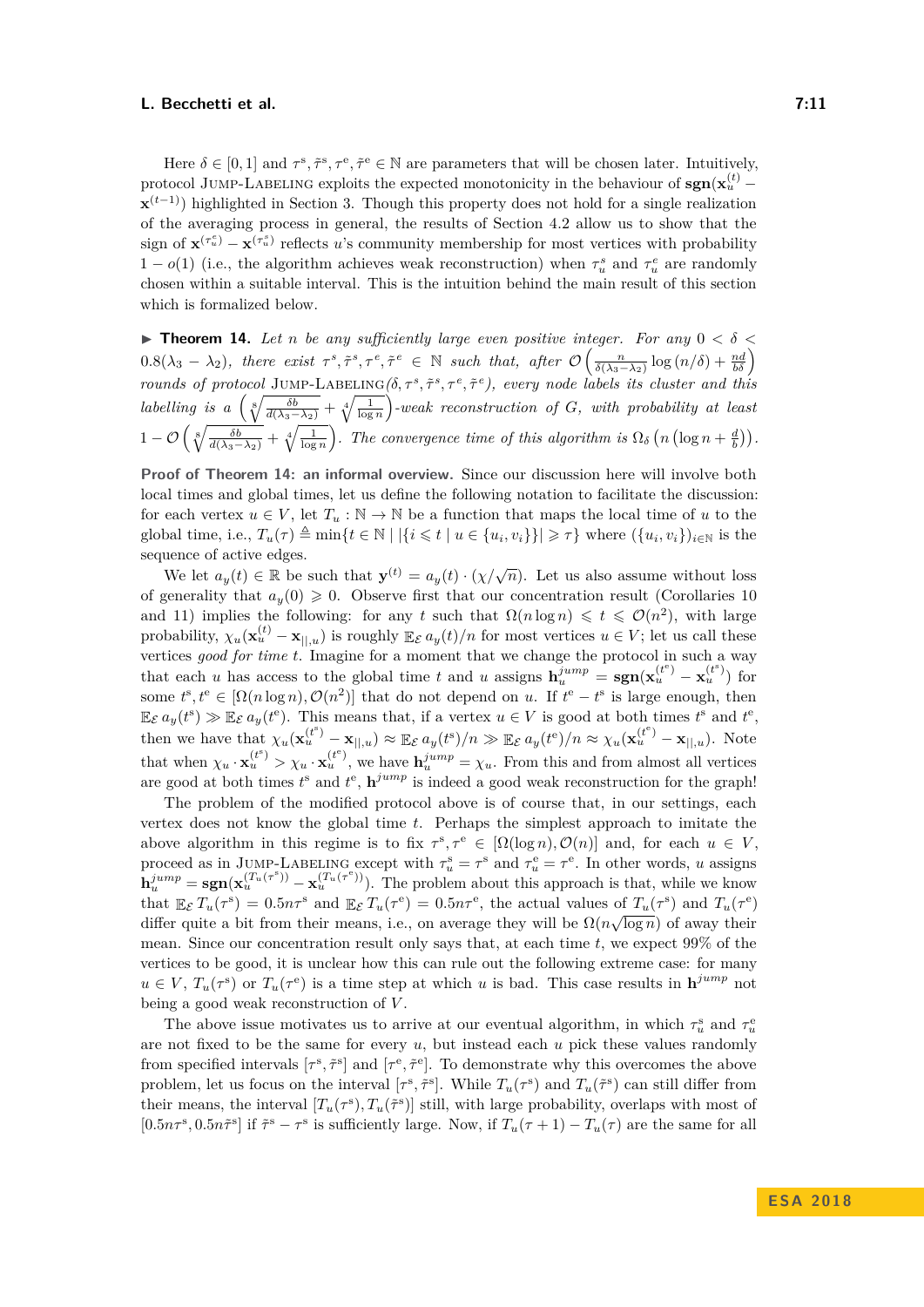Here $\delta \in [0,1]$ and $\tau^{s}, \tilde{\tau}^{s}, \tau^{e}, \tilde{\tau}^{e} \in \mathbb{N}$ are parameters that will be chosen later. Intuitively, protocol Jump-Labeling exploits the expected monotonicity in the behaviour of $\mathbf{sgn}(\mathbf{x}_u^{(t)} - \mathbf{x}^{(t-1)})$ highlighted in Section 3. Though this property does not hold for a single realization of the averaging process in general, the results of Section 4.2 allow us to show that the sign of $\mathbf{x}^{(\tau_u^e)} - \mathbf{x}^{(\tau_u^s)}$ reflects $u$'s community membership for most vertices with probability $1 - o(1)$ (i.e., the algorithm achieves weak reconstruction) when $\tau_u^s$ and $\tau_u^e$ are randomly chosen within a suitable interval. This is the intuition behind the main result of this section which is formalized below.

▶ **Theorem 14.** *Let $n$ be any sufficiently large even positive integer. For any $0 < \delta < 0.8(\lambda_3 - \lambda_2)$, there exist $\tau^s, \tilde{\tau}^s, \tau^e, \tilde{\tau}^e \in \mathbb{N}$ such that, after $\mathcal{O}\left(\frac{n}{\delta(\lambda_3-\lambda_2)}\log(n/\delta) + \frac{nd}{b\delta}\right)$ rounds of protocol* Jump-Labeling*$(\delta, \tau^s, \tilde{\tau}^s, \tau^e, \tilde{\tau}^e)$, every node labels its cluster and this labelling is a $\left(\sqrt[8]{\frac{\delta b}{d(\lambda_3-\lambda_2)}} + \sqrt[4]{\frac{1}{\log n}}\right)$-weak reconstruction of $G$, with probability at least $1 - \mathcal{O}\left(\sqrt[8]{\frac{\delta b}{d(\lambda_3-\lambda_2)}} + \sqrt[4]{\frac{1}{\log n}}\right)$. The convergence time of this algorithm is $\Omega_\delta\left(n\left(\log n + \frac{d}{b}\right)\right)$.*

**Proof of Theorem 14: an informal overview.** Since our discussion here will involve both local times and global times, let us define the following notation to facilitate the discussion: for each vertex $u \in V$, let $T_u : \mathbb{N} \to \mathbb{N}$ be a function that maps the local time of $u$ to the global time, i.e., $T_u(\tau) \triangleq \min\{t \in \mathbb{N} \mid |\{i \leqslant t \mid u \in \{u_i, v_i\}\}| \geqslant \tau\}$ where $(\{u_i, v_i\})_{i\in\mathbb{N}}$ is the sequence of active edges.

We let $a_y(t) \in \mathbb{R}$ be such that $\mathbf{y}^{(t)} = a_y(t) \cdot (\chi/\sqrt{n})$. Let us also assume without loss of generality that $a_y(0) \geqslant 0$. Observe first that our concentration result (Corollaries 10 and 11) implies the following: for any $t$ such that $\Omega(n\log n) \leqslant t \leqslant \mathcal{O}(n^2)$, with large probability, $\chi_u(\mathbf{x}_u^{(t)} - \mathbf{x}_{||,u})$ is roughly $\mathbb{E}_{\mathcal{E}}\, a_y(t)/n$ for most vertices $u \in V$; let us call these vertices *good for time* $t$. Imagine for a moment that we change the protocol in such a way that each $u$ has access to the global time $t$ and $u$ assigns $\mathbf{h}_u^{jump} = \mathbf{sgn}(\mathbf{x}_u^{(t^e)} - \mathbf{x}_u^{(t^s)})$ for some $t^s, t^e \in [\Omega(n\log n), \mathcal{O}(n^2)]$ that do not depend on $u$. If $t^e - t^s$ is large enough, then $\mathbb{E}_{\mathcal{E}}\, a_y(t^s) \gg \mathbb{E}_{\mathcal{E}}\, a_y(t^e)$. This means that, if a vertex $u \in V$ is good at both times $t^s$ and $t^e$, then we have that $\chi_u(\mathbf{x}_u^{(t^s)} - \mathbf{x}_{||,u}) \approx \mathbb{E}_{\mathcal{E}}\, a_y(t^s)/n \gg \mathbb{E}_{\mathcal{E}}\, a_y(t^e)/n \approx \chi_u(\mathbf{x}_u^{(t^e)} - \mathbf{x}_{||,u})$. Note that when $\chi_u \cdot \mathbf{x}_u^{(t^s)} > \chi_u \cdot \mathbf{x}_u^{(t^e)}$, we have $\mathbf{h}_u^{jump} = \chi_u$. From this and from almost all vertices are good at both $t^s$ and $t^e$, $\mathbf{h}^{jump}$ is indeed a good weak reconstruction for the graph!

The problem of the modified protocol above is of course that, in our settings, each vertex does not know the global time $t$. Perhaps the simplest approach to imitate the above algorithm in this regime is to fix $\tau^s, \tau^e \in [\Omega(\log n), \mathcal{O}(n)]$ and, for each $u \in V$, proceed as in Jump-Labeling except with $\tau_u^s = \tau^s$ and $\tau_u^e = \tau^e$. In other words, $u$ assigns $\mathbf{h}_u^{jump} = \mathbf{sgn}(\mathbf{x}_u^{(T_u(\tau^s))} - \mathbf{x}_u^{(T_u(\tau^e))})$. The problem about this approach is that, while we know that $\mathbb{E}_{\mathcal{E}}\, T_u(\tau^s) = 0.5n\tau^s$ and $\mathbb{E}_{\mathcal{E}}\, T_u(\tau^e) = 0.5n\tau^e$, the actual values of $T_u(\tau^s)$ and $T_u(\tau^e)$ differ quite a bit from their means, i.e., on average they will be $\Omega(n\sqrt{\log n})$ of away their mean. Since our concentration result only says that, at each time $t$, we expect 99% of the vertices to be good, it is unclear how this can rule out the following extreme case: for many $u \in V$, $T_u(\tau^s)$ or $T_u(\tau^e)$ is a time step at which $u$ is bad. This case results in $\mathbf{h}^{jump}$ not being a good weak reconstruction of $V$.

The above issue motivates us to arrive at our eventual algorithm, in which $\tau_u^s$ and $\tau_u^e$ are not fixed to be the same for every $u$, but instead each $u$ pick these values randomly from specified intervals $[\tau^s, \tilde{\tau}^s]$ and $[\tau^e, \tilde{\tau}^e]$. To demonstrate why this overcomes the above problem, let us focus on the interval $[\tau^s, \tilde{\tau}^s]$. While $T_u(\tau^s)$ and $T_u(\tilde{\tau}^s)$ can still differ from their means, the interval $[T_u(\tau^s), T_u(\tilde{\tau}^s)]$ still, with large probability, overlaps with most of $[0.5n\tau^s, 0.5n\tilde{\tau}^s]$ if $\tilde{\tau}^s - \tau^s$ is sufficiently large. Now, if $T_u(\tau+1) - T_u(\tau)$ are the same for all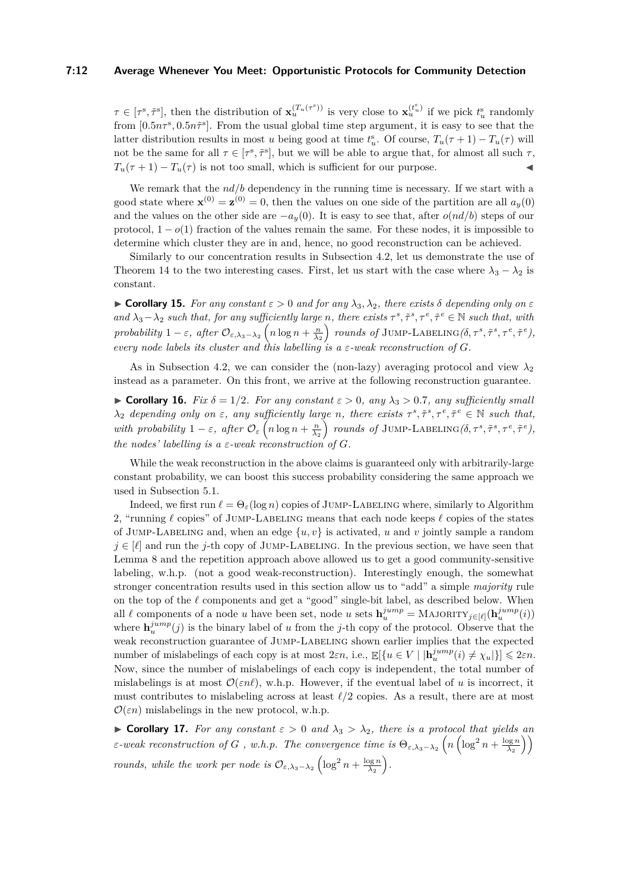$\tau \in [\tau^{\mathrm{s}}, \tilde{\tau}^{\mathrm{s}}]$, then the distribution of $\mathbf{x}_u^{(T_u(\tau^{\mathrm{s}}))}$ is very close to $\mathbf{x}_u^{(t_u^{\mathrm{s}})}$ if we pick $t_u^{\mathrm{s}}$ randomly from $[0.5n\tau^{\mathrm{s}}, 0.5n\tilde{\tau}^{\mathrm{s}}]$. From the usual global time step argument, it is easy to see that the latter distribution results in most $u$ being good at time $t_u^{\mathrm{s}}$. Of course, $T_u(\tau+1) - T_u(\tau)$ will not be the same for all $\tau \in [\tau^{\mathrm{s}}, \tilde{\tau}^{\mathrm{s}}]$, but we will be able to argue that, for almost all such $\tau$, $T_u(\tau+1) - T_u(\tau)$ is not too small, which is sufficient for our purpose. ◀

We remark that the $nd/b$ dependency in the running time is necessary. If we start with a good state where $\mathbf{x}^{(0)} = \mathbf{z}^{(0)} = 0$, then the values on one side of the partition are all $a_y(0)$ and the values on the other side are $-a_y(0)$. It is easy to see that, after $o(nd/b)$ steps of our protocol, $1 - o(1)$ fraction of the values remain the same. For these nodes, it is impossible to determine which cluster they are in and, hence, no good reconstruction can be achieved.

Similarly to our concentration results in Subsection 4.2, let us demonstrate the use of Theorem 14 to the two interesting cases. First, let us start with the case where $\lambda_3 - \lambda_2$ is constant.

▶ **Corollary 15.** *For any constant $\varepsilon > 0$ and for any $\lambda_3, \lambda_2$, there exists $\delta$ depending only on $\varepsilon$ and $\lambda_3 - \lambda_2$ such that, for any sufficiently large $n$, there exists $\tau^s, \tilde{\tau}^s, \tau^e, \tilde{\tau}^e \in \mathbb{N}$ such that, with probability $1 - \varepsilon$, after $\mathcal{O}_{\varepsilon, \lambda_3 - \lambda_2}\left(n \log n + \frac{n}{\lambda_2}\right)$ rounds of* Jump-Labeling*($\delta, \tau^s, \tilde{\tau}^s, \tau^e, \tilde{\tau}^e$), every node labels its cluster and this labelling is a $\varepsilon$-weak reconstruction of $G$.*

As in Subsection 4.2, we can consider the (non-lazy) averaging protocol and view $\lambda_2$ instead as a parameter. On this front, we arrive at the following reconstruction guarantee.

▶ **Corollary 16.** *Fix $\delta = 1/2$. For any constant $\varepsilon > 0$, any $\lambda_3 > 0.7$, any sufficiently small $\lambda_2$ depending only on $\varepsilon$, any sufficiently large $n$, there exists $\tau^s, \tilde{\tau}^s, \tau^e, \tilde{\tau}^e \in \mathbb{N}$ such that, with probability $1 - \varepsilon$, after $\mathcal{O}_{\varepsilon}\left(n \log n + \frac{n}{\lambda_2}\right)$ rounds of* Jump-Labeling*($\delta, \tau^s, \tilde{\tau}^s, \tau^e, \tilde{\tau}^e$), the nodes' labelling is a $\varepsilon$-weak reconstruction of $G$.*

While the weak reconstruction in the above claims is guaranteed only with arbitrarily-large constant probability, we can boost this success probability considering the same approach we used in Subsection 5.1.

Indeed, we first run $\ell = \Theta_{\varepsilon}(\log n)$ copies of Jump-Labeling where, similarly to Algorithm 2, "running $\ell$ copies" of Jump-Labeling means that each node keeps $\ell$ copies of the states of Jump-Labeling and, when an edge $\{u, v\}$ is activated, $u$ and $v$ jointly sample a random $j \in [\ell]$ and run the $j$-th copy of Jump-Labeling. In the previous section, we have seen that Lemma 8 and the repetition approach above allowed us to get a good community-sensitive labeling, w.h.p. (not a good weak-reconstruction). Interestingly enough, the somewhat stronger concentration results used in this section allow us to "add" a simple *majority* rule on the top of the $\ell$ components and get a "good" single-bit label, as described below. When all $\ell$ components of a node $u$ have been set, node $u$ sets $\mathbf{h}_u^{jump} = \text{Majority}_{j \in [\ell]}(\mathbf{h}_u^{jump}(i))$ where $\mathbf{h}_u^{jump}(j)$ is the binary label of $u$ from the $j$-th copy of the protocol. Observe that the weak reconstruction guarantee of Jump-Labeling shown earlier implies that the expected number of mislabelings of each copy is at most $2\varepsilon n$, i.e., $\mathbb{E}[\{u \in V \mid |\mathbf{h}_u^{jump}(i) \neq \chi_u|\}] \leqslant 2\varepsilon n$. Now, since the number of mislabelings of each copy is independent, the total number of mislabelings is at most $\mathcal{O}(\varepsilon n \ell)$, w.h.p. However, if the eventual label of $u$ is incorrect, it must contributes to mislabeling across at least $\ell/2$ copies. As a result, there are at most $\mathcal{O}(\varepsilon n)$ mislabelings in the new protocol, w.h.p.

▶ **Corollary 17.** *For any constant $\varepsilon > 0$ and $\lambda_3 > \lambda_2$, there is a protocol that yields an $\varepsilon$-weak reconstruction of $G$ , w.h.p. The convergence time is $\Theta_{\varepsilon, \lambda_3 - \lambda_2}\left(n\left(\log^2 n + \frac{\log n}{\lambda_2}\right)\right)$ rounds, while the work per node is $\mathcal{O}_{\varepsilon, \lambda_3 - \lambda_2}\left(\log^2 n + \frac{\log n}{\lambda_2}\right)$.*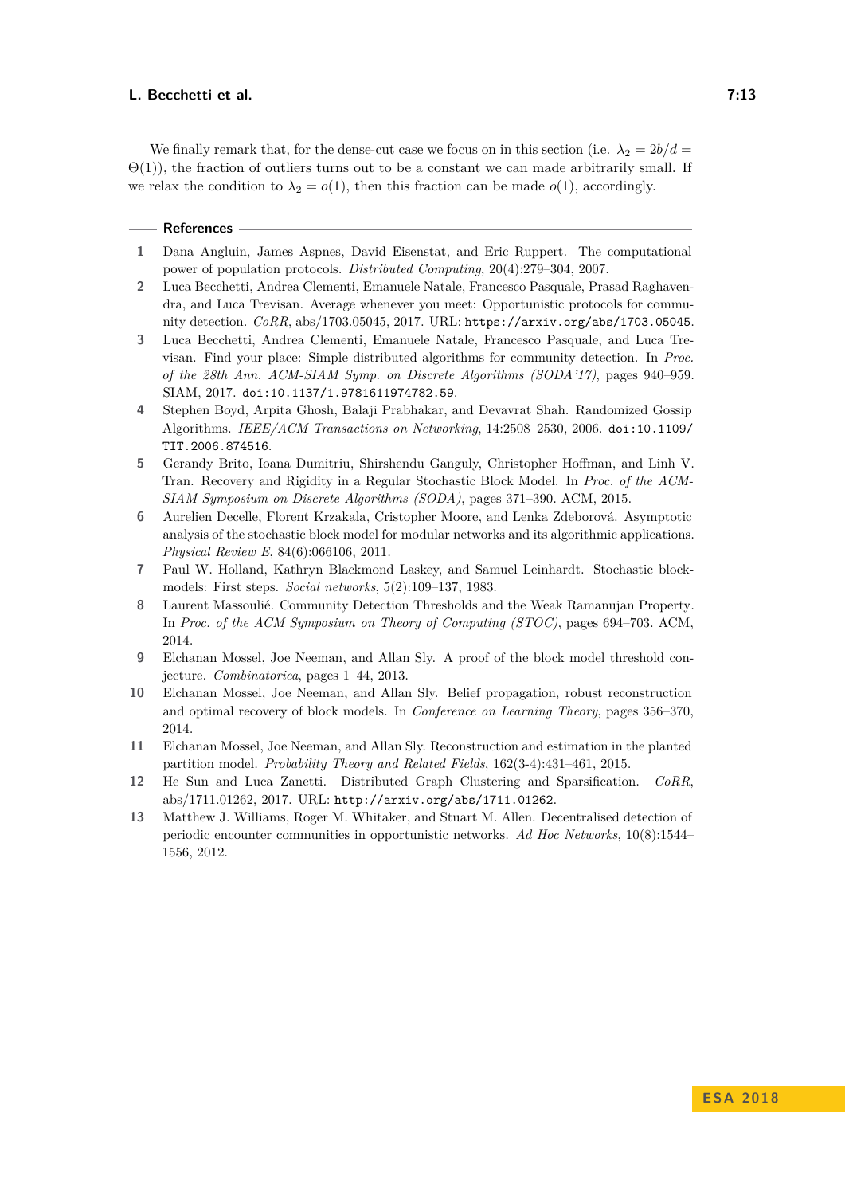We finally remark that, for the dense-cut case we focus on in this section (i.e. $\lambda_2 = 2b/d = \Theta(1)$), the fraction of outliers turns out to be a constant we can made arbitrarily small. If we relax the condition to $\lambda_2 = o(1)$, then this fraction can be made $o(1)$, accordingly.

## References

1. Dana Angluin, James Aspnes, David Eisenstat, and Eric Ruppert. The computational power of population protocols. *Distributed Computing*, 20(4):279–304, 2007.
2. Luca Becchetti, Andrea Clementi, Emanuele Natale, Francesco Pasquale, Prasad Raghavendra, and Luca Trevisan. Average whenever you meet: Opportunistic protocols for community detection. *CoRR*, abs/1703.05045, 2017. URL: `https://arxiv.org/abs/1703.05045`.
3. Luca Becchetti, Andrea Clementi, Emanuele Natale, Francesco Pasquale, and Luca Trevisan. Find your place: Simple distributed algorithms for community detection. In *Proc. of the 28th Ann. ACM-SIAM Symp. on Discrete Algorithms (SODA'17)*, pages 940–959. SIAM, 2017. `doi:10.1137/1.9781611974782.59`.
4. Stephen Boyd, Arpita Ghosh, Balaji Prabhakar, and Devavrat Shah. Randomized Gossip Algorithms. *IEEE/ACM Transactions on Networking*, 14:2508–2530, 2006. `doi:10.1109/TIT.2006.874516`.
5. Gerandy Brito, Ioana Dumitriu, Shirshendu Ganguly, Christopher Hoffman, and Linh V. Tran. Recovery and Rigidity in a Regular Stochastic Block Model. In *Proc. of the ACM-SIAM Symposium on Discrete Algorithms (SODA)*, pages 371–390. ACM, 2015.
6. Aurelien Decelle, Florent Krzakala, Cristopher Moore, and Lenka Zdeborová. Asymptotic analysis of the stochastic block model for modular networks and its algorithmic applications. *Physical Review E*, 84(6):066106, 2011.
7. Paul W. Holland, Kathryn Blackmond Laskey, and Samuel Leinhardt. Stochastic blockmodels: First steps. *Social networks*, 5(2):109–137, 1983.
8. Laurent Massoulié. Community Detection Thresholds and the Weak Ramanujan Property. In *Proc. of the ACM Symposium on Theory of Computing (STOC)*, pages 694–703. ACM, 2014.
9. Elchanan Mossel, Joe Neeman, and Allan Sly. A proof of the block model threshold conjecture. *Combinatorica*, pages 1–44, 2013.
10. Elchanan Mossel, Joe Neeman, and Allan Sly. Belief propagation, robust reconstruction and optimal recovery of block models. In *Conference on Learning Theory*, pages 356–370, 2014.
11. Elchanan Mossel, Joe Neeman, and Allan Sly. Reconstruction and estimation in the planted partition model. *Probability Theory and Related Fields*, 162(3-4):431–461, 2015.
12. He Sun and Luca Zanetti. Distributed Graph Clustering and Sparsification. *CoRR*, abs/1711.01262, 2017. URL: `http://arxiv.org/abs/1711.01262`.
13. Matthew J. Williams, Roger M. Whitaker, and Stuart M. Allen. Decentralised detection of periodic encounter communities in opportunistic networks. *Ad Hoc Networks*, 10(8):1544–1556, 2012.